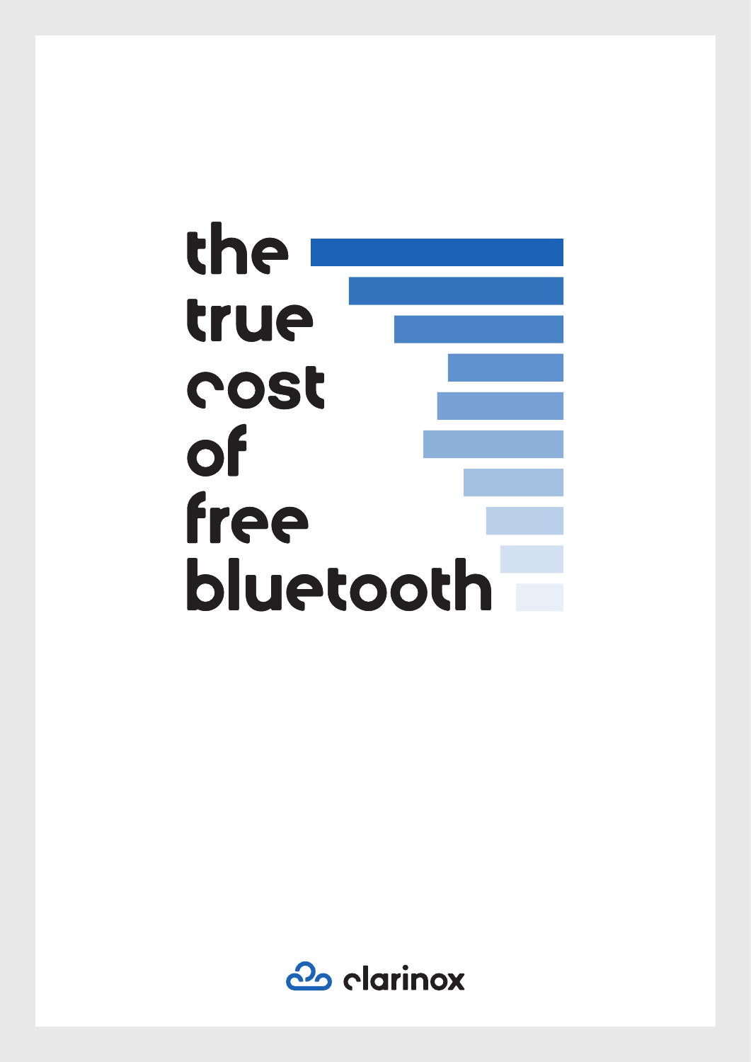# the true cost of free bluetooth

clarinox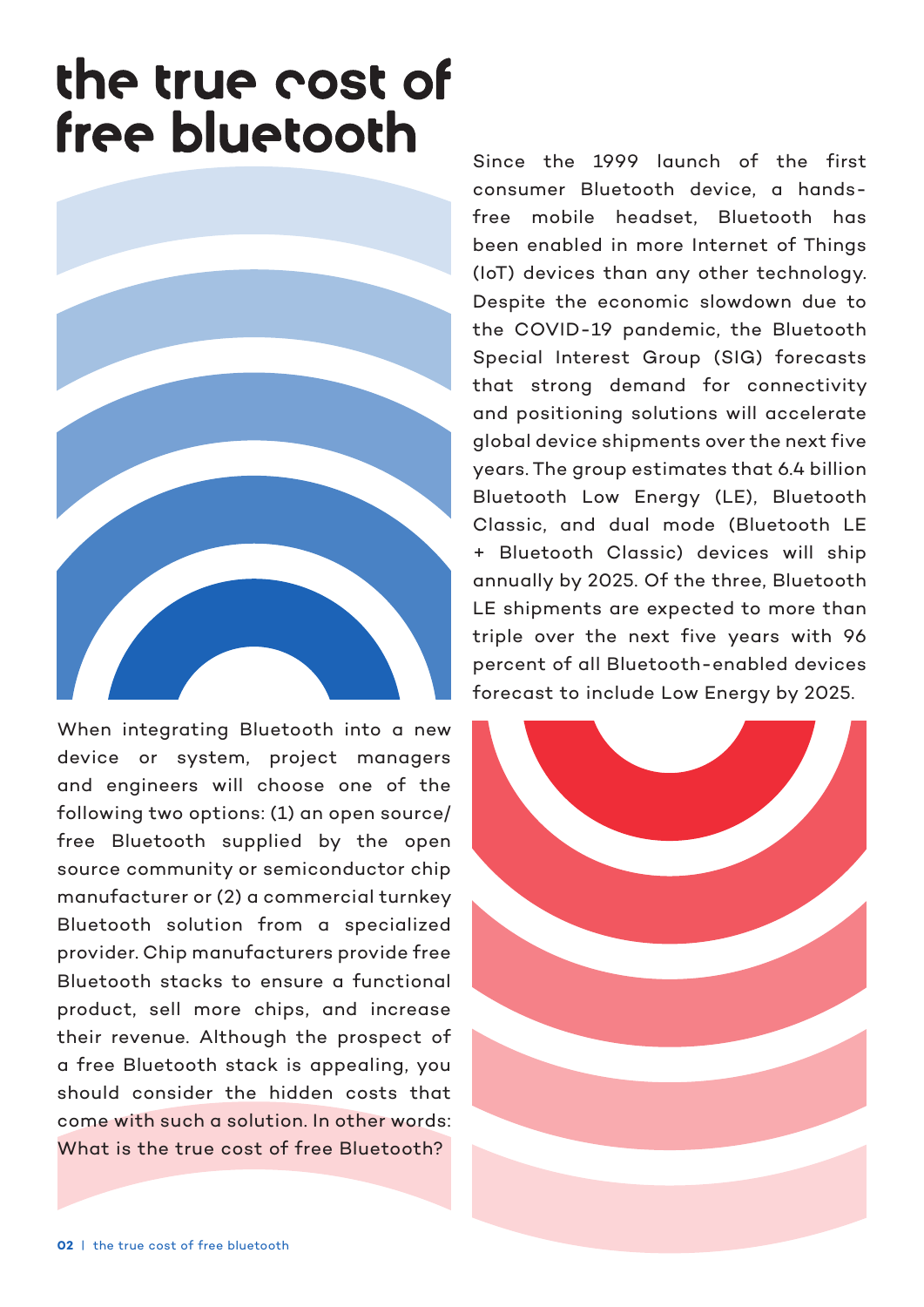# the true cost of free bluetooth

Since the 1999 launch of the first consumer Bluetooth device, a hands-free mobile headset, Bluetooth has been enabled in more Internet of Things (IoT) devices than any other technology. Despite the economic slowdown due to the COVID-19 pandemic, the Bluetooth Special Interest Group (SIG) forecasts that strong demand for connectivity and positioning solutions will accelerate global device shipments over the next five years. The group estimates that 6.4 billion Bluetooth Low Energy (LE), Bluetooth Classic, and dual mode (Bluetooth LE + Bluetooth Classic) devices will ship annually by 2025. Of the three, Bluetooth LE shipments are expected to more than triple over the next five years with 96 percent of all Bluetooth-enabled devices forecast to include Low Energy by 2025.

When integrating Bluetooth into a new device or system, project managers and engineers will choose one of the following two options: (1) an open source/free Bluetooth supplied by the open source community or semiconductor chip manufacturer or (2) a commercial turnkey Bluetooth solution from a specialized provider. Chip manufacturers provide free Bluetooth stacks to ensure a functional product, sell more chips, and increase their revenue. Although the prospect of a free Bluetooth stack is appealing, you should consider the hidden costs that come with such a solution. In other words: What is the true cost of free Bluetooth?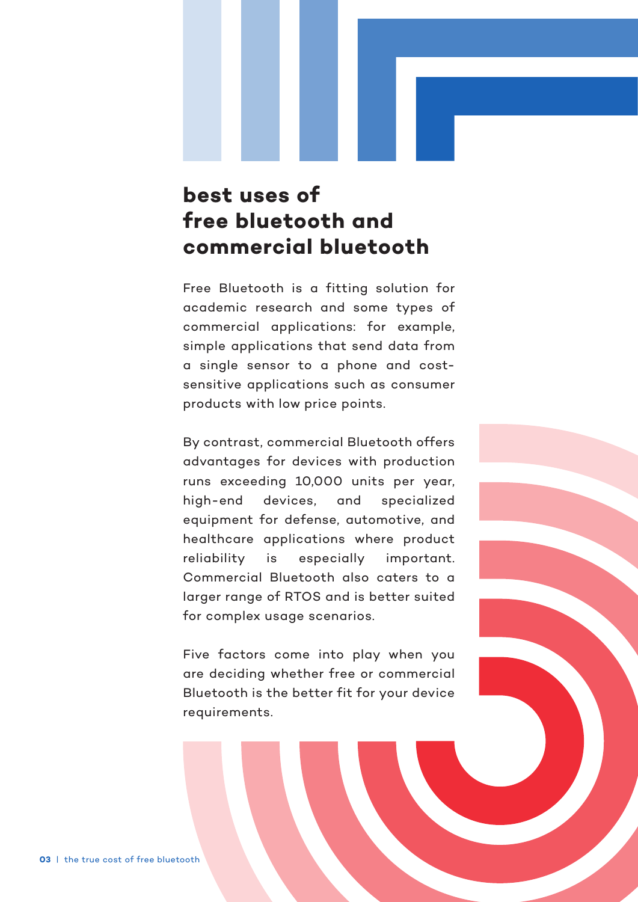# best uses of free bluetooth and commercial bluetooth

Free Bluetooth is a fitting solution for academic research and some types of commercial applications: for example, simple applications that send data from a single sensor to a phone and cost-sensitive applications such as consumer products with low price points.

By contrast, commercial Bluetooth offers advantages for devices with production runs exceeding 10,000 units per year, high-end devices, and specialized equipment for defense, automotive, and healthcare applications where product reliability is especially important. Commercial Bluetooth also caters to a larger range of RTOS and is better suited for complex usage scenarios.

Five factors come into play when you are deciding whether free or commercial Bluetooth is the better fit for your device requirements.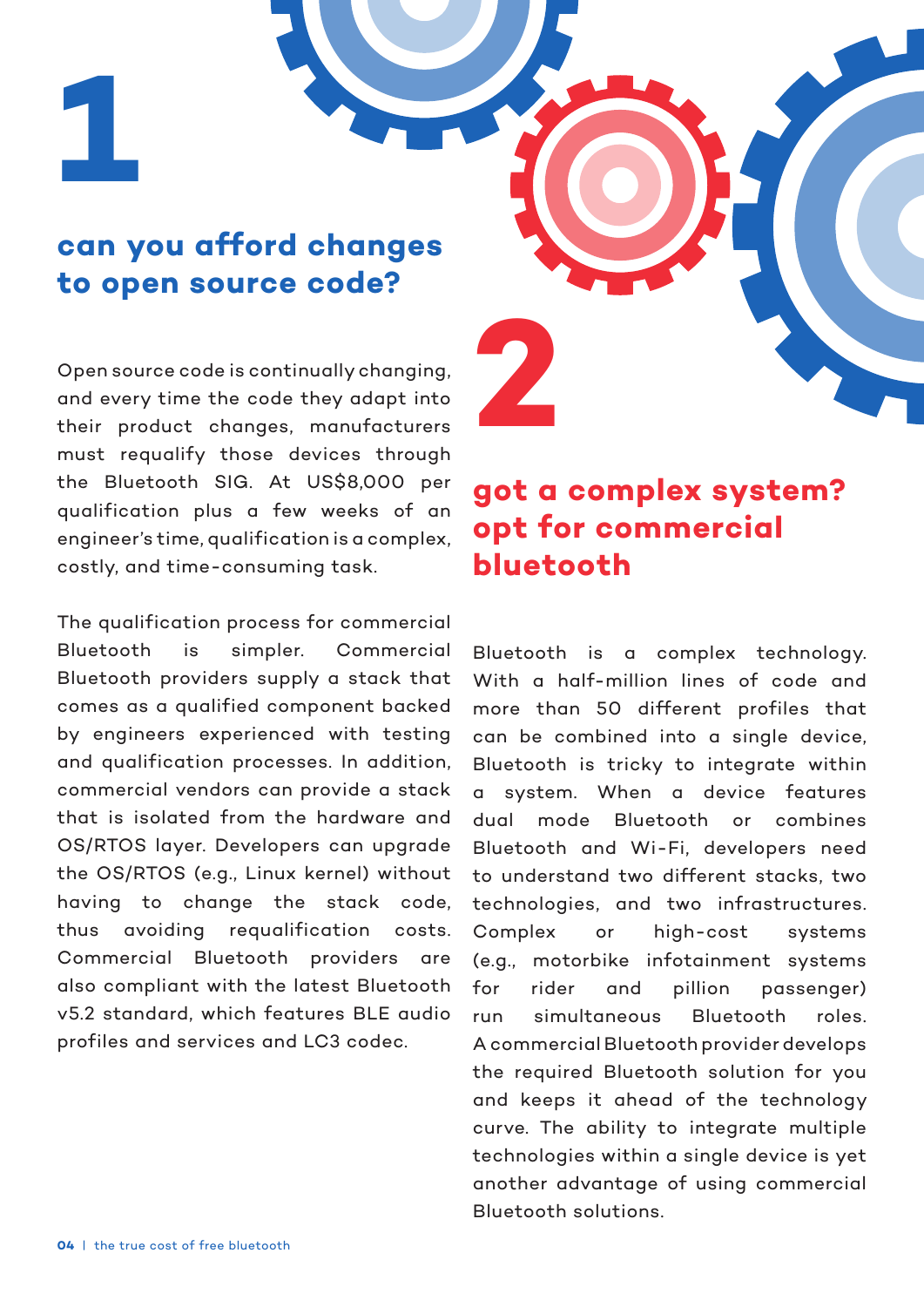# 1

## can you afford changes to open source code?

Open source code is continually changing, and every time the code they adapt into their product changes, manufacturers must requalify those devices through the Bluetooth SIG. At US$8,000 per qualification plus a few weeks of an engineer's time, qualification is a complex, costly, and time-consuming task.

The qualification process for commercial Bluetooth is simpler. Commercial Bluetooth providers supply a stack that comes as a qualified component backed by engineers experienced with testing and qualification processes. In addition, commercial vendors can provide a stack that is isolated from the hardware and OS/RTOS layer. Developers can upgrade the OS/RTOS (e.g., Linux kernel) without having to change the stack code, thus avoiding requalification costs. Commercial Bluetooth providers are also compliant with the latest Bluetooth v5.2 standard, which features BLE audio profiles and services and LC3 codec.

# 2

## got a complex system? opt for commercial bluetooth

Bluetooth is a complex technology. With a half-million lines of code and more than 50 different profiles that can be combined into a single device, Bluetooth is tricky to integrate within a system. When a device features dual mode Bluetooth or combines Bluetooth and Wi-Fi, developers need to understand two different stacks, two technologies, and two infrastructures. Complex or high-cost systems (e.g., motorbike infotainment systems for rider and pillion passenger) run simultaneous Bluetooth roles. A commercial Bluetooth provider develops the required Bluetooth solution for you and keeps it ahead of the technology curve. The ability to integrate multiple technologies within a single device is yet another advantage of using commercial Bluetooth solutions.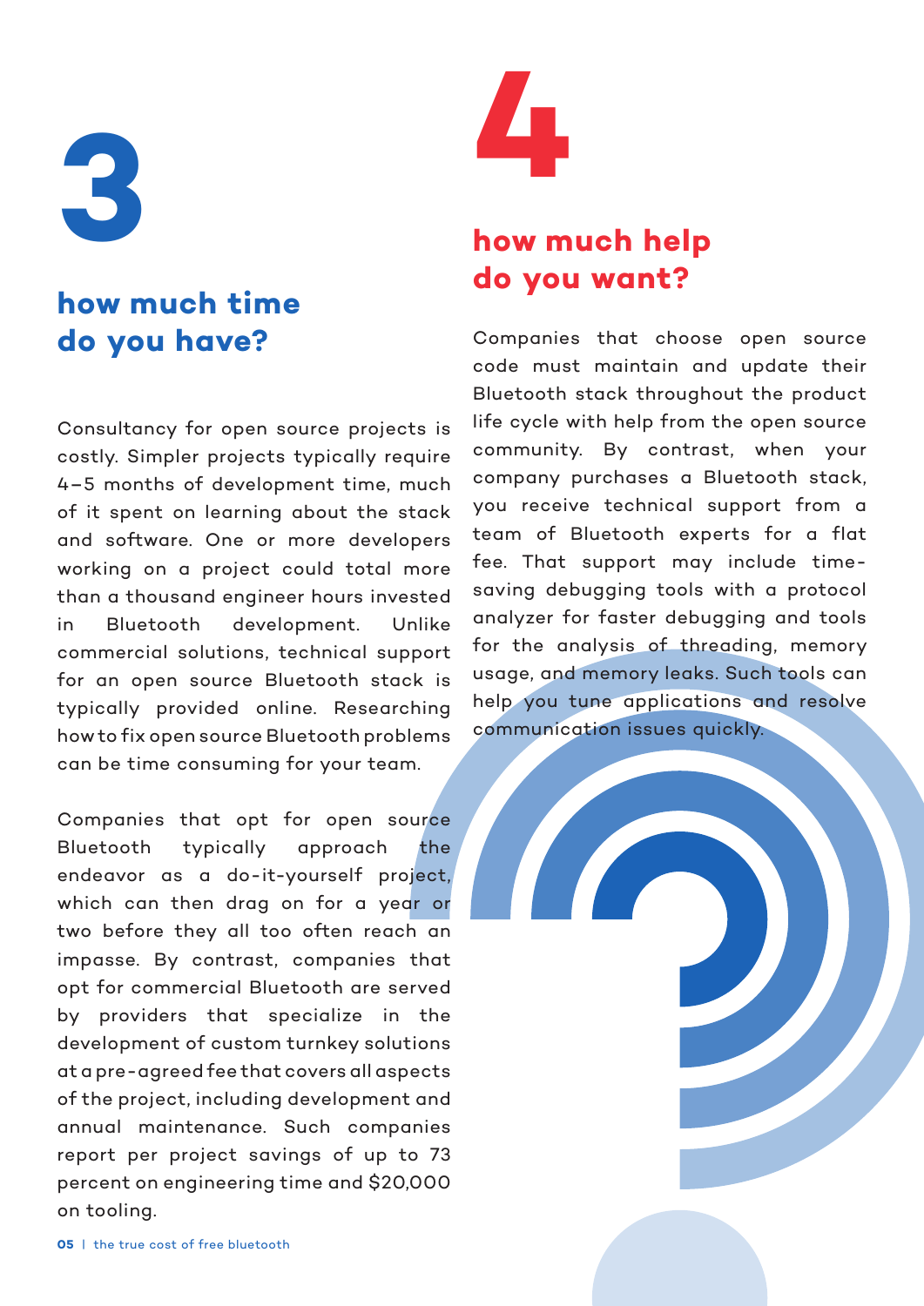# 3

## how much time do you have?

Consultancy for open source projects is costly. Simpler projects typically require 4–5 months of development time, much of it spent on learning about the stack and software. One or more developers working on a project could total more than a thousand engineer hours invested in Bluetooth development. Unlike commercial solutions, technical support for an open source Bluetooth stack is typically provided online. Researching how to fix open source Bluetooth problems can be time consuming for your team.

Companies that opt for open source Bluetooth typically approach the endeavor as a do-it-yourself project, which can then drag on for a year or two before they all too often reach an impasse. By contrast, companies that opt for commercial Bluetooth are served by providers that specialize in the development of custom turnkey solutions at a pre-agreed fee that covers all aspects of the project, including development and annual maintenance. Such companies report per project savings of up to 73 percent on engineering time and $20,000 on tooling.

# 4

## how much help do you want?

Companies that choose open source code must maintain and update their Bluetooth stack throughout the product life cycle with help from the open source community. By contrast, when your company purchases a Bluetooth stack, you receive technical support from a team of Bluetooth experts for a flat fee. That support may include time-saving debugging tools with a protocol analyzer for faster debugging and tools for the analysis of threading, memory usage, and memory leaks. Such tools can help you tune applications and resolve communication issues quickly.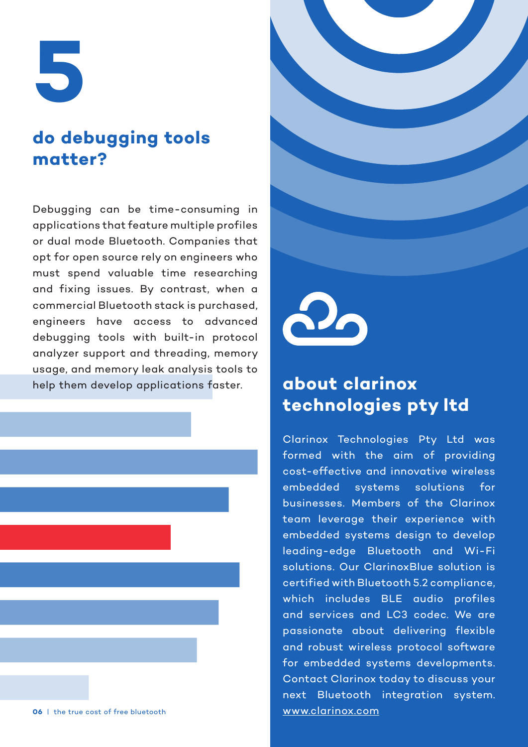# 5

## do debugging tools matter?

Debugging can be time-consuming in applications that feature multiple profiles or dual mode Bluetooth. Companies that opt for open source rely on engineers who must spend valuable time researching and fixing issues. By contrast, when a commercial Bluetooth stack is purchased, engineers have access to advanced debugging tools with built-in protocol analyzer support and threading, memory usage, and memory leak analysis tools to help them develop applications faster.

## about clarinox technologies pty ltd

Clarinox Technologies Pty Ltd was formed with the aim of providing cost-effective and innovative wireless embedded systems solutions for businesses. Members of the Clarinox team leverage their experience with embedded systems design to develop leading-edge Bluetooth and Wi-Fi solutions. Our ClarinoxBlue solution is certified with Bluetooth 5.2 compliance, which includes BLE audio profiles and services and LC3 codec. We are passionate about delivering flexible and robust wireless protocol software for embedded systems developments. Contact Clarinox today to discuss your next Bluetooth integration system. www.clarinox.com